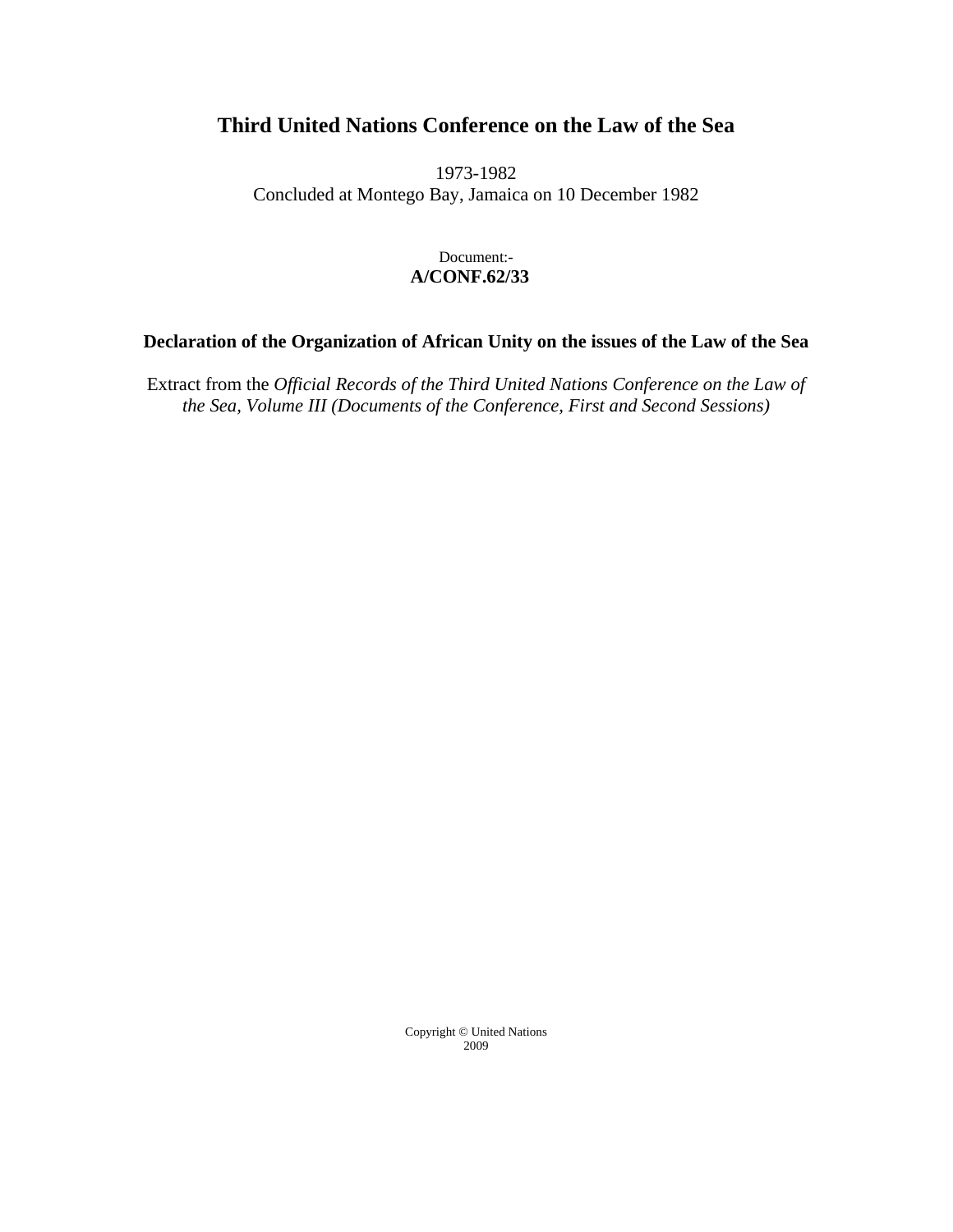# Third United Nations Conference on the Law of the Sea

1973-1982
Concluded at Montego Bay, Jamaica on 10 December 1982

Document:-
**A/CONF.62/33**

### Declaration of the Organization of African Unity on the issues of the Law of the Sea

Extract from the *Official Records of the Third United Nations Conference on the Law of the Sea, Volume III (Documents of the Conference, First and Second Sessions)*

Copyright © United Nations
2009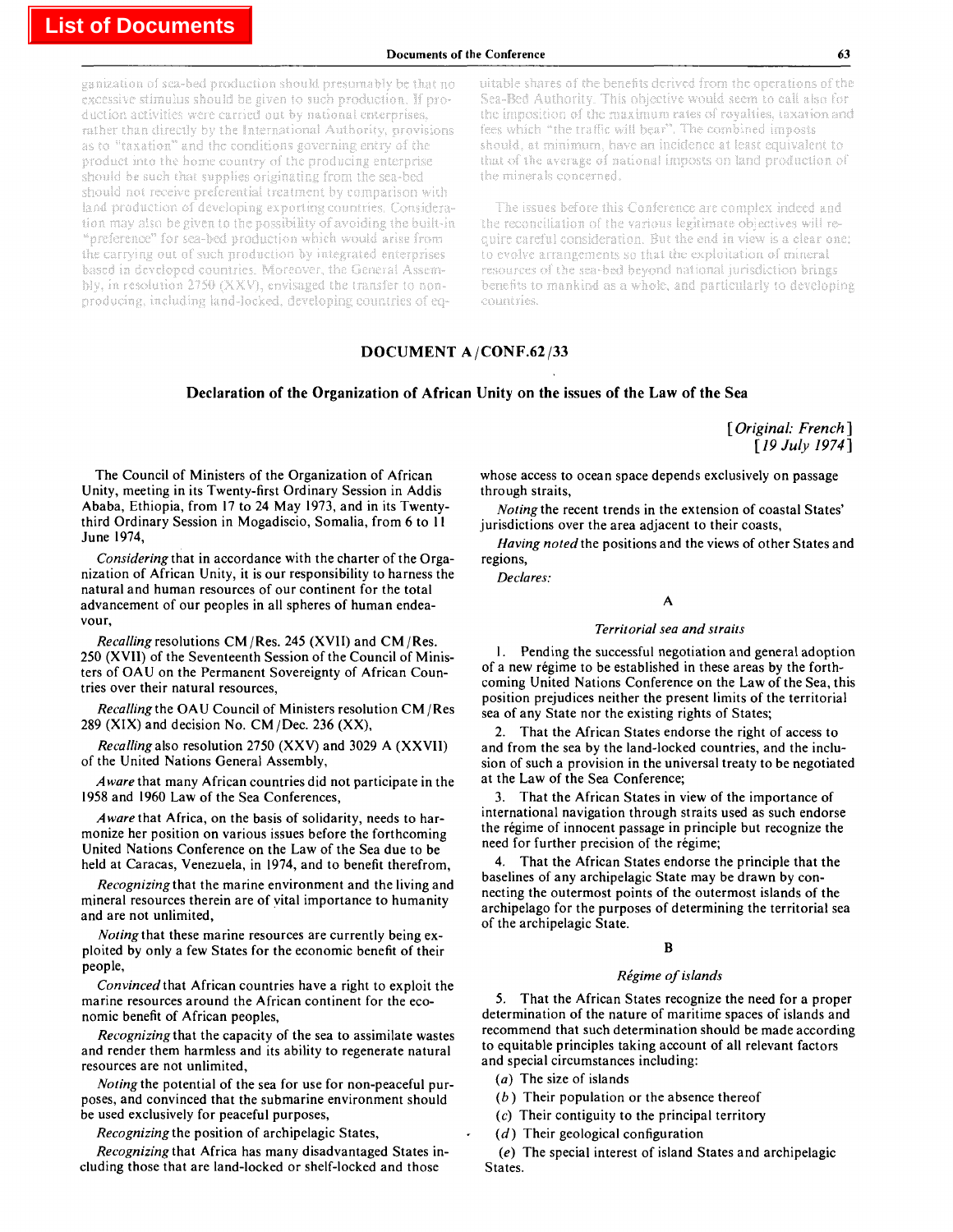ganization of sea-bed production should presumably be that no excessive stimulus should be given to such production. If production activities were carried out by national enterprises, rather than directly by the International Authority, provisions as to "taxation" and the conditions governing entry of the product into the home country of the producing enterprise should be such that supplies originating from the sea-bed should not receive preferential treatment by comparison with land production of developing exporting countries. Consideration may also be given to the possibility of avoiding the built-in "preference" for sea-bed production which would arise from the carrying out of such production by integrated enterprises based in developed countries. Moreover, the General Assembly, in resolution 2750 (XXV), envisaged the transfer to non-producing, including land-locked, developing countries of equitable shares of the benefits derived from the operations of the Sea-Bed Authority. This objective would seem to call also for the imposition of the maximum rates of royalties, taxation and fees which "the traffic will bear". The combined imposts should, at minimum, have an incidence at least equivalent to that of the average of national imposts on land production of the minerals concerned.

The issues before this Conference are complex indeed and the reconciliation of the various legitimate objectives will require careful consideration. But the end in view is a clear one: to evolve arrangements so that the exploitation of mineral resources of the sea-bed beyond national jurisdiction brings benefits to mankind as a whole, and particularly to developing countries.

## DOCUMENT A/CONF.62/33

### Declaration of the Organization of African Unity on the issues of the Law of the Sea

*[Original: French]*
*[19 July 1974]*

The Council of Ministers of the Organization of African Unity, meeting in its Twenty-first Ordinary Session in Addis Ababa, Ethiopia, from 17 to 24 May 1973, and in its Twenty-third Ordinary Session in Mogadiscio, Somalia, from 6 to 11 June 1974,

*Considering* that in accordance with the charter of the Organization of African Unity, it is our responsibility to harness the natural and human resources of our continent for the total advancement of our peoples in all spheres of human endeavour,

*Recalling* resolutions CM/Res. 245 (XVII) and CM/Res. 250 (XVII) of the Seventeenth Session of the Council of Ministers of OAU on the Permanent Sovereignty of African Countries over their natural resources,

*Recalling* the OAU Council of Ministers resolution CM/Res 289 (XIX) and decision No. CM/Dec. 236 (XX),

*Recalling* also resolution 2750 (XXV) and 3029 A (XXVII) of the United Nations General Assembly,

*Aware* that many African countries did not participate in the 1958 and 1960 Law of the Sea Conferences,

*Aware* that Africa, on the basis of solidarity, needs to harmonize her position on various issues before the forthcoming United Nations Conference on the Law of the Sea due to be held at Caracas, Venezuela, in 1974, and to benefit therefrom,

*Recognizing* that the marine environment and the living and mineral resources therein are of vital importance to humanity and are not unlimited,

*Noting* that these marine resources are currently being exploited by only a few States for the economic benefit of their people,

*Convinced* that African countries have a right to exploit the marine resources around the African continent for the economic benefit of African peoples,

*Recognizing* that the capacity of the sea to assimilate wastes and render them harmless and its ability to regenerate natural resources are not unlimited,

*Noting* the potential of the sea for use for non-peaceful purposes, and convinced that the submarine environment should be used exclusively for peaceful purposes,

*Recognizing* the position of archipelagic States,

*Recognizing* that Africa has many disadvantaged States including those that are land-locked or shelf-locked and those whose access to ocean space depends exclusively on passage through straits,

*Noting* the recent trends in the extension of coastal States' jurisdictions over the area adjacent to their coasts,

*Having noted* the positions and the views of other States and regions,

*Declares:*

#### A

##### *Territorial sea and straits*

1. Pending the successful negotiation and general adoption of a new régime to be established in these areas by the forthcoming United Nations Conference on the Law of the Sea, this position prejudices neither the present limits of the territorial sea of any State nor the existing rights of States;

2. That the African States endorse the right of access to and from the sea by the land-locked countries, and the inclusion of such a provision in the universal treaty to be negotiated at the Law of the Sea Conference;

3. That the African States in view of the importance of international navigation through straits used as such endorse the régime of innocent passage in principle but recognize the need for further precision of the régime;

4. That the African States endorse the principle that the baselines of any archipelagic State may be drawn by connecting the outermost points of the outermost islands of the archipelago for the purposes of determining the territorial sea of the archipelagic State.

#### B

##### *Régime of islands*

5. That the African States recognize the need for a proper determination of the nature of maritime spaces of islands and recommend that such determination should be made according to equitable principles taking account of all relevant factors and special circumstances including:

(*a*) The size of islands

(*b*) Their population or the absence thereof

(*c*) Their contiguity to the principal territory

(*d*) Their geological configuration

(*e*) The special interest of island States and archipelagic States.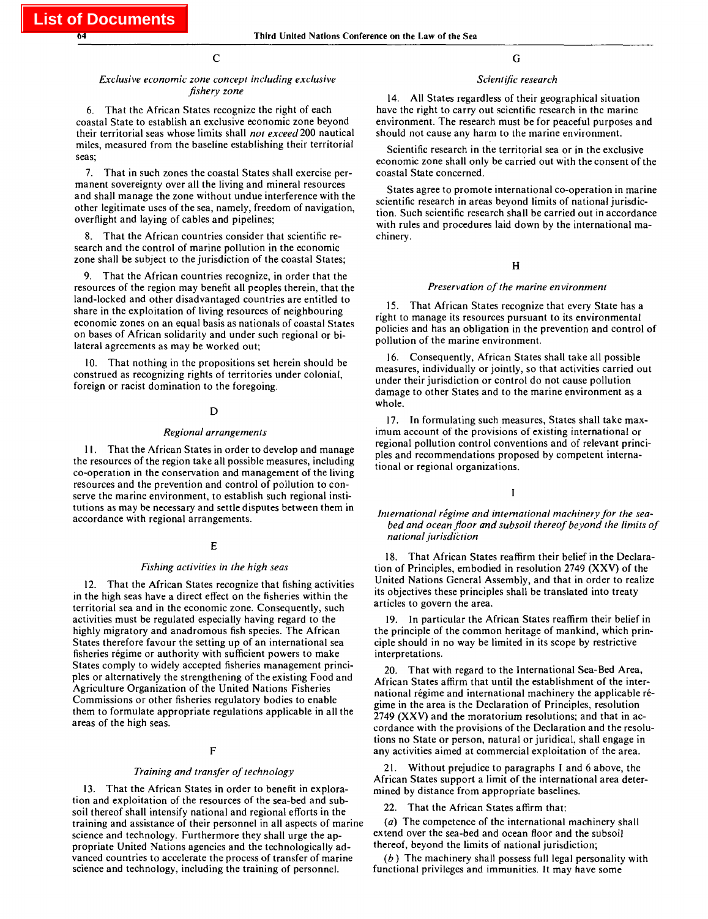## C

### *Exclusive economic zone concept including exclusive fishery zone*

6. That the African States recognize the right of each coastal State to establish an exclusive economic zone beyond their territorial seas whose limits shall *not exceed* 200 nautical miles, measured from the baseline establishing their territorial seas;

7. That in such zones the coastal States shall exercise permanent sovereignty over all the living and mineral resources and shall manage the zone without undue interference with the other legitimate uses of the sea, namely, freedom of navigation, overflight and laying of cables and pipelines;

8. That the African countries consider that scientific research and the control of marine pollution in the economic zone shall be subject to the jurisdiction of the coastal States;

9. That the African countries recognize, in order that the resources of the region may benefit all peoples therein, that the land-locked and other disadvantaged countries are entitled to share in the exploitation of living resources of neighbouring economic zones on an equal basis as nationals of coastal States on bases of African solidarity and under such regional or bilateral agreements as may be worked out;

10. That nothing in the propositions set herein should be construed as recognizing rights of territories under colonial, foreign or racist domination to the foregoing.

## D

### *Regional arrangements*

11. That the African States in order to develop and manage the resources of the region take all possible measures, including co-operation in the conservation and management of the living resources and the prevention and control of pollution to conserve the marine environment, to establish such regional institutions as may be necessary and settle disputes between them in accordance with regional arrangements.

## E

### *Fishing activities in the high seas*

12. That the African States recognize that fishing activities in the high seas have a direct effect on the fisheries within the territorial sea and in the economic zone. Consequently, such activities must be regulated especially having regard to the highly migratory and anadromous fish species. The African States therefore favour the setting up of an international sea fisheries régime or authority with sufficient powers to make States comply to widely accepted fisheries management principles or alternatively the strengthening of the existing Food and Agriculture Organization of the United Nations Fisheries Commissions or other fisheries regulatory bodies to enable them to formulate appropriate regulations applicable in all the areas of the high seas.

## F

### *Training and transfer of technology*

13. That the African States in order to benefit in exploration and exploitation of the resources of the sea-bed and subsoil thereof shall intensify national and regional efforts in the training and assistance of their personnel in all aspects of marine science and technology. Furthermore they shall urge the appropriate United Nations agencies and the technologically advanced countries to accelerate the process of transfer of marine science and technology, including the training of personnel.

## G

### *Scientific research*

14. All States regardless of their geographical situation have the right to carry out scientific research in the marine environment. The research must be for peaceful purposes and should not cause any harm to the marine environment.

Scientific research in the territorial sea or in the exclusive economic zone shall only be carried out with the consent of the coastal State concerned.

States agree to promote international co-operation in marine scientific research in areas beyond limits of national jurisdiction. Such scientific research shall be carried out in accordance with rules and procedures laid down by the international machinery.

## H

### *Preservation of the marine environment*

15. That African States recognize that every State has a right to manage its resources pursuant to its environmental policies and has an obligation in the prevention and control of pollution of the marine environment.

16. Consequently, African States shall take all possible measures, individually or jointly, so that activities carried out under their jurisdiction or control do not cause pollution damage to other States and to the marine environment as a whole.

17. In formulating such measures, States shall take maximum account of the provisions of existing international or regional pollution control conventions and of relevant principles and recommendations proposed by competent international or regional organizations.

## I

### *International régime and international machinery for the sea-bed and ocean floor and subsoil thereof beyond the limits of national jurisdiction*

18. That African States reaffirm their belief in the Declaration of Principles, embodied in resolution 2749 (XXV) of the United Nations General Assembly, and that in order to realize its objectives these principles shall be translated into treaty articles to govern the area.

19. In particular the African States reaffirm their belief in the principle of the common heritage of mankind, which principle should in no way be limited in its scope by restrictive interpretations.

20. That with regard to the International Sea-Bed Area, African States affirm that until the establishment of the international régime and international machinery the applicable régime in the area is the Declaration of Principles, resolution 2749 (XXV) and the moratorium resolutions; and that in accordance with the provisions of the Declaration and the resolutions no State or person, natural or juridical, shall engage in any activities aimed at commercial exploitation of the area.

21. Without prejudice to paragraphs 1 and 6 above, the African States support a limit of the international area determined by distance from appropriate baselines.

22. That the African States affirm that:

(*a*) The competence of the international machinery shall extend over the sea-bed and ocean floor and the subsoil thereof, beyond the limits of national jurisdiction;

(*b*) The machinery shall possess full legal personality with functional privileges and immunities. It may have some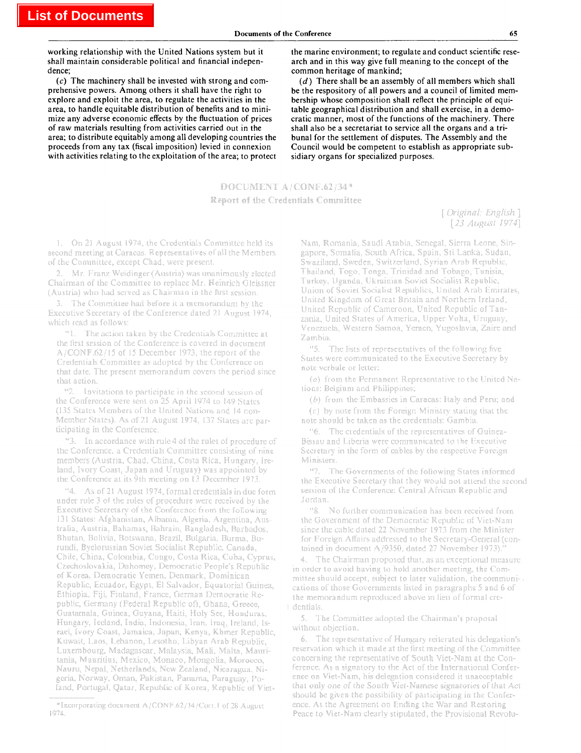working relationship with the United Nations system but it shall maintain considerable political and financial independence;

(*c*) The machinery shall be invested with strong and comprehensive powers. Among others it shall have the right to explore and exploit the area, to regulate the activities in the area, to handle equitable distribution of benefits and to minimize any adverse economic effects by the fluctuation of prices of raw materials resulting from activities carried out in the area; to distribute equitably among all developing countries the proceeds from any tax (fiscal imposition) levied in connexion with activities relating to the exploitation of the area; to protect the marine environment; to regulate and conduct scientific research and in this way give full meaning to the concept of the common heritage of mankind;

(*d*) There shall be an assembly of all members which shall be the respository of all powers and a council of limited membership whose composition shall reflect the principle of equitable geographical distribution and shall exercise, in a democratic manner, most of the functions of the machinery. There shall also be a secretariat to service all the organs and a tribunal for the settlement of disputes. The Assembly and the Council would be competent to establish as appropriate subsidiary organs for specialized purposes.

## DOCUMENT A/CONF.62/34*

### Report of the Credentials Committee

[*Original: English*]
[*23 August 1974*]

1. On 21 August 1974, the Credentials Committee held its second meeting at Caracas. Representatives of all the Members of the Committee, except Chad, were present.

2. Mr. Franz Weidinger (Austria) was unanimously elected Chairman of the Committee to replace Mr. Heinrich Gleissner (Austria) who had served as Chairman in the first session.

3. The Committee had before it a memorandum by the Executive Secretary of the Conference dated 21 August 1974, which read as follows:

"1. The action taken by the Credentials Committee at the first session of the Conference is covered in document A/CONF.62/15 of 15 December 1973, the report of the Credentials Committee as adopted by the Conference on that date. The present memorandum covers the period since that action.

"2. Invitations to participate in the second session of the Conference were sent on 25 April 1974 to 149 States (135 States Members of the United Nations and 14 non-Member States). As of 21 August 1974, 137 States are participating in the Conference.

"3. In accordance with rule 4 of the rules of procedure of the Conference, a Credentials Committee consisting of nine members (Austria, Chad, China, Costa Rica, Hungary, Ireland, Ivory Coast, Japan and Uruguay) was appointed by the Conference at its 9th meeting on 13 December 1973.

"4. As of 21 August 1974, formal credentials in due form under rule 3 of the rules of procedure were received by the Executive Secretary of the Conference from the following 131 States: Afghanistan, Albania, Algeria, Argentina, Australia, Austria, Bahamas, Bahrain, Bangladesh, Barbados, Bhutan, Bolivia, Botswana, Brazil, Bulgaria, Burma, Burundi, Byelorussian Soviet Socialist Republic, Canada, Chile, China, Colombia, Congo, Costa Rica, Cuba, Cyprus, Czechoslovakia, Dahomey, Democratic People's Republic of Korea, Democratic Yemen, Denmark, Dominican Republic, Ecuador, Egypt, El Salvador, Equatorial Guinea, Ethiopia, Fiji, Finland, France, German Democratic Republic, Germany (Federal Republic of), Ghana, Greece, Guatemala, Guinea, Guyana, Haiti, Holy See, Honduras, Hungary, Iceland, India, Indonesia, Iran, Iraq, Ireland, Israel, Ivory Coast, Jamaica, Japan, Kenya, Khmer Republic, Kuwait, Laos, Lebanon, Lesotho, Libyan Arab Republic, Luxembourg, Madagascar, Malaysia, Mali, Malta, Mauritania, Mauritius, Mexico, Monaco, Mongolia, Morocco, Nauru, Nepal, Netherlands, New Zealand, Nicaragua, Nigeria, Norway, Oman, Pakistan, Panama, Paraguay, Poland, Portugal, Qatar, Republic of Korea, Republic of Viet-Nam, Romania, Saudi Arabia, Senegal, Sierra Leone, Singapore, Somalia, South Africa, Spain, Sri Lanka, Sudan, Swaziland, Sweden, Switzerland, Syrian Arab Republic, Thailand, Togo, Tonga, Trinidad and Tobago, Tunisia, Turkey, Uganda, Ukrainian Soviet Socialist Republic, Union of Soviet Socialist Republics, United Arab Emirates, United Kingdom of Great Britain and Northern Ireland, United Republic of Cameroon, United Republic of Tanzania, United States of America, Upper Volta, Uruguay, Venezuela, Western Samoa, Yemen, Yugoslavia, Zaire and Zambia.

"5. The lists of representatives of the following five States were communicated to the Executive Secretary by note verbale or letter:

(*a*) from the Permanent Representative to the United Nations: Belgium and Philippines;

(*b*) from the Embassies in Caracas: Italy and Peru; and

(*c*) by note from the Foreign Ministry stating that the note should be taken as the credentials: Gambia.

"6. The credentials of the representatives of Guinea-Bissau and Liberia were communicated to the Executive Secretary in the form of cables by the respective Foreign Ministers.

"7. The Governments of the following States informed the Executive Secretary that they would not attend the second session of the Conference: Central African Republic and Jordan.

"8. No further communication has been received from the Government of the Democratic Republic of Viet-Nam since the cable dated 22 November 1973 from the Minister for Foreign Affairs addressed to the Secretary-General (contained in document A/9350, dated 27 November 1973)."

4. The Chairman proposed that, as an exceptional measure in order to avoid having to hold another meeting, the Committee should accept, subject to later validation, the communications of those Governments listed in paragraphs 5 and 6 of the memorandum reproduced above in lieu of formal credentials.

5. The Committee adopted the Chairman's proposal without objection.

6. The representative of Hungary reiterated his delegation's reservation which it made at the first meeting of the Committee concerning the representative of South Viet-Nam at the Conference. As a signatory to the Act of the International Conference on Viet-Nam, his delegation considered it unacceptable that only one of the South Viet-Namese signatories of that Act should be given the possibility of participating in the Conference. As the Agreement on Ending the War and Restoring Peace to Viet-Nam clearly stipulated, the Provisional Revolu-

---

*Incorporating document A/CONF.62/34/Corr.1 of 28 August 1974.